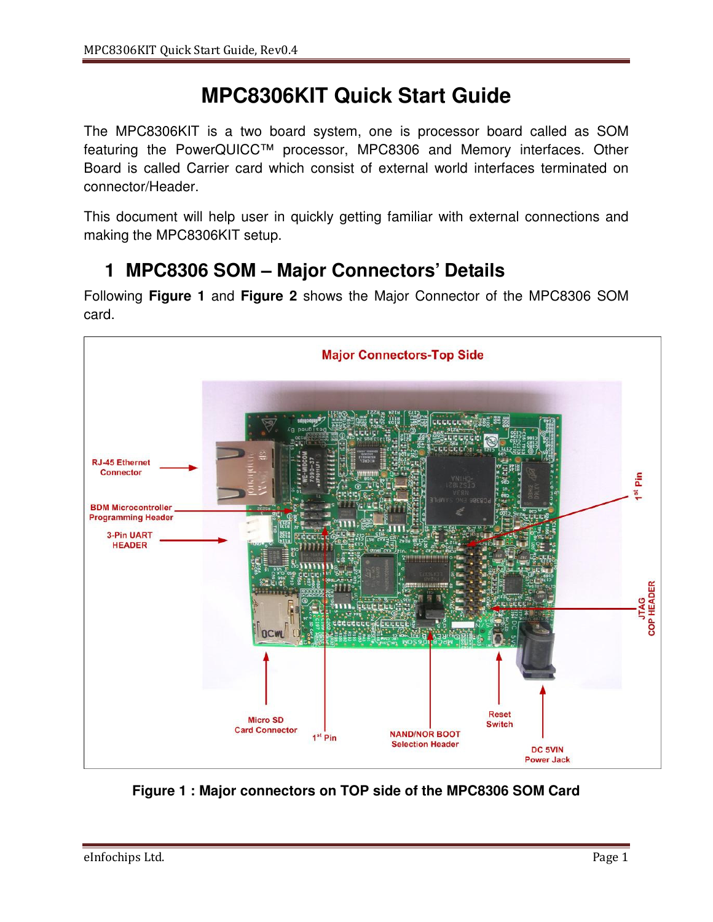# MPC8306KIT Quick Start Guide

The MPC8306KIT is a two board system, one is processor board called as SOM featuring the PowerQUICC™ processor, MPC8306 and Memory interfaces. Other Board is called Carrier card which consist of external world interfaces terminated on connector/Header.

This document will help user in quickly getting familiar with external connections and making the MPC8306KIT setup.

## 1 MPC8306 SOM – Major Connectors' Details

Following **Figure 1** and **Figure 2** shows the Major Connector of the MPC8306 SOM card.

**Figure 1 : Major connectors on TOP side of the MPC8306 SOM Card**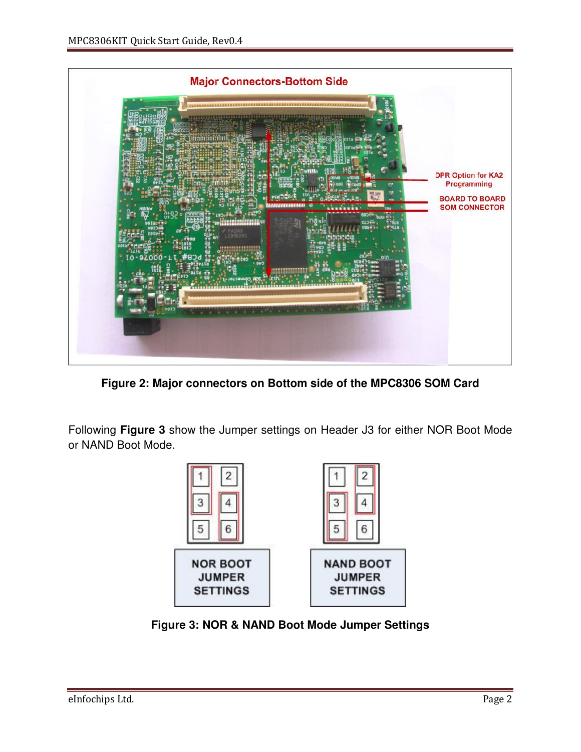**Figure 2: Major connectors on Bottom side of the MPC8306 SOM Card**

Following **Figure 3** show the Jumper settings on Header J3 for either NOR Boot Mode or NAND Boot Mode.

**Figure 3: NOR & NAND Boot Mode Jumper Settings**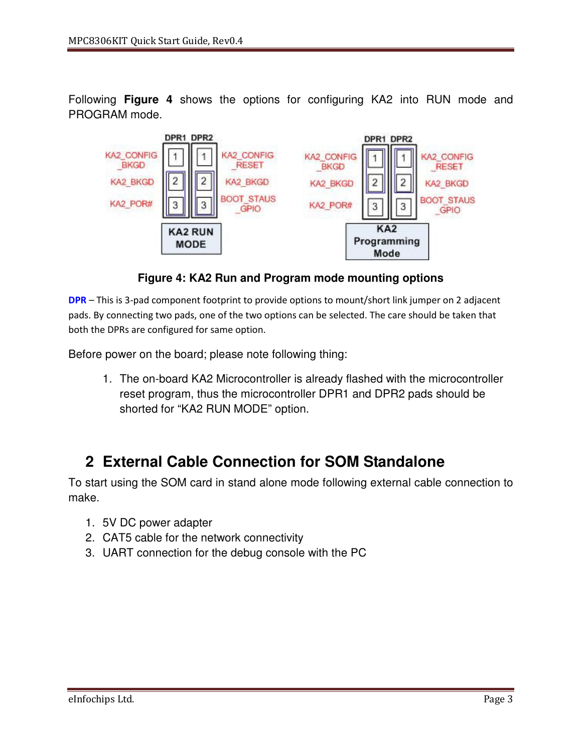Following **Figure 4** shows the options for configuring KA2 into RUN mode and PROGRAM mode.

KA2_CONFIG_BKGD, KA2_BKGD, KA2_POR#, DPR1, DPR2, KA2_CONFIG_RESET, KA2_BKGD, BOOT_STAUS_GPIO — KA2 RUN MODE

KA2_CONFIG_BKGD, KA2_BKGD, KA2_POR#, DPR1, DPR2, KA2_CONFIG_RESET, KA2_BKGD, BOOT_STAUS_GPIO — KA2 Programming Mode

**Figure 4: KA2 Run and Program mode mounting options**

**DPR** – This is 3-pad component footprint to provide options to mount/short link jumper on 2 adjacent pads. By connecting two pads, one of the two options can be selected. The care should be taken that both the DPRs are configured for same option.

Before power on the board; please note following thing:

1. The on-board KA2 Microcontroller is already flashed with the microcontroller reset program, thus the microcontroller DPR1 and DPR2 pads should be shorted for "KA2 RUN MODE" option.

# 2 External Cable Connection for SOM Standalone

To start using the SOM card in stand alone mode following external cable connection to make.

1. 5V DC power adapter
2. CAT5 cable for the network connectivity
3. UART connection for the debug console with the PC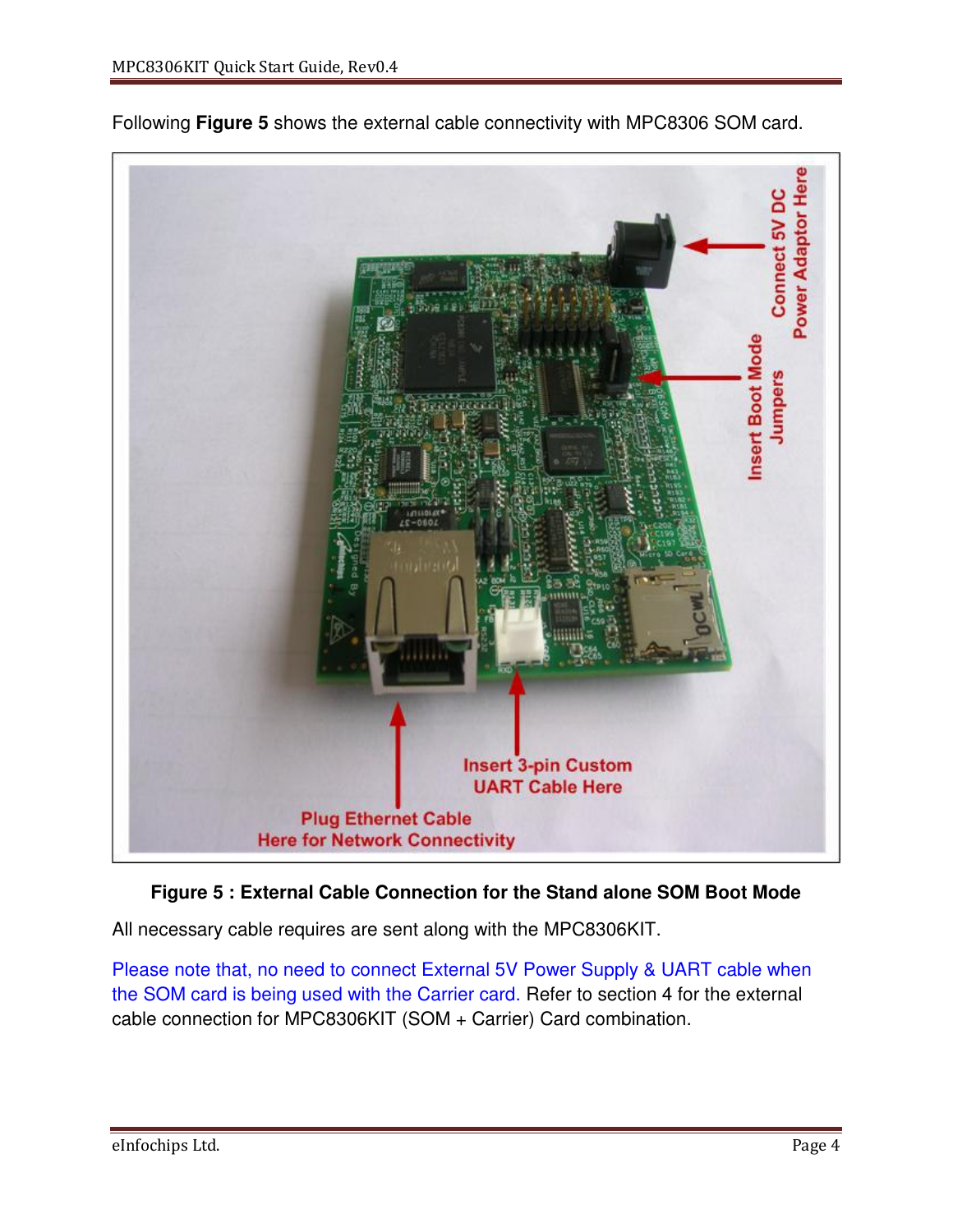Following **Figure 5** shows the external cable connectivity with MPC8306 SOM card.

**Figure 5 : External Cable Connection for the Stand alone SOM Boot Mode**

All necessary cable requires are sent along with the MPC8306KIT.

Please note that, no need to connect External 5V Power Supply & UART cable when the SOM card is being used with the Carrier card. Refer to section 4 for the external cable connection for MPC8306KIT (SOM + Carrier) Card combination.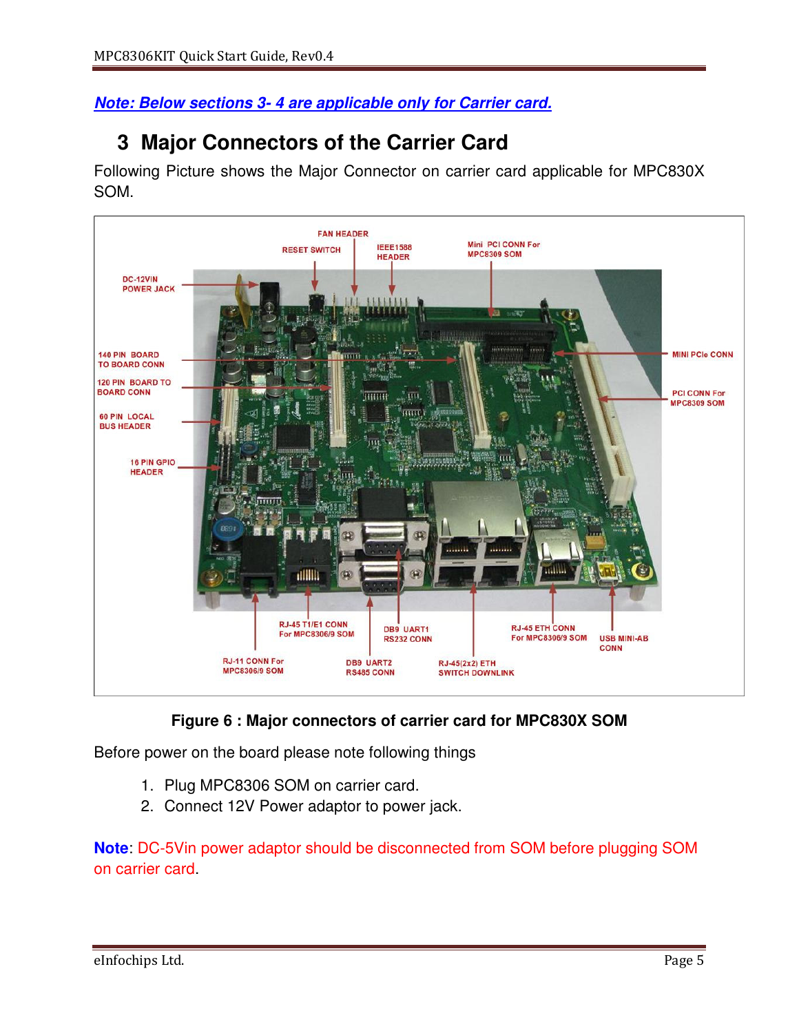***Note: Below sections 3- 4 are applicable only for Carrier card.***

# 3 Major Connectors of the Carrier Card

Following Picture shows the Major Connector on carrier card applicable for MPC830X SOM.

**Figure 6 : Major connectors of carrier card for MPC830X SOM**

Before power on the board please note following things

1. Plug MPC8306 SOM on carrier card.
2. Connect 12V Power adaptor to power jack.

**Note**: DC-5Vin power adaptor should be disconnected from SOM before plugging SOM on carrier card.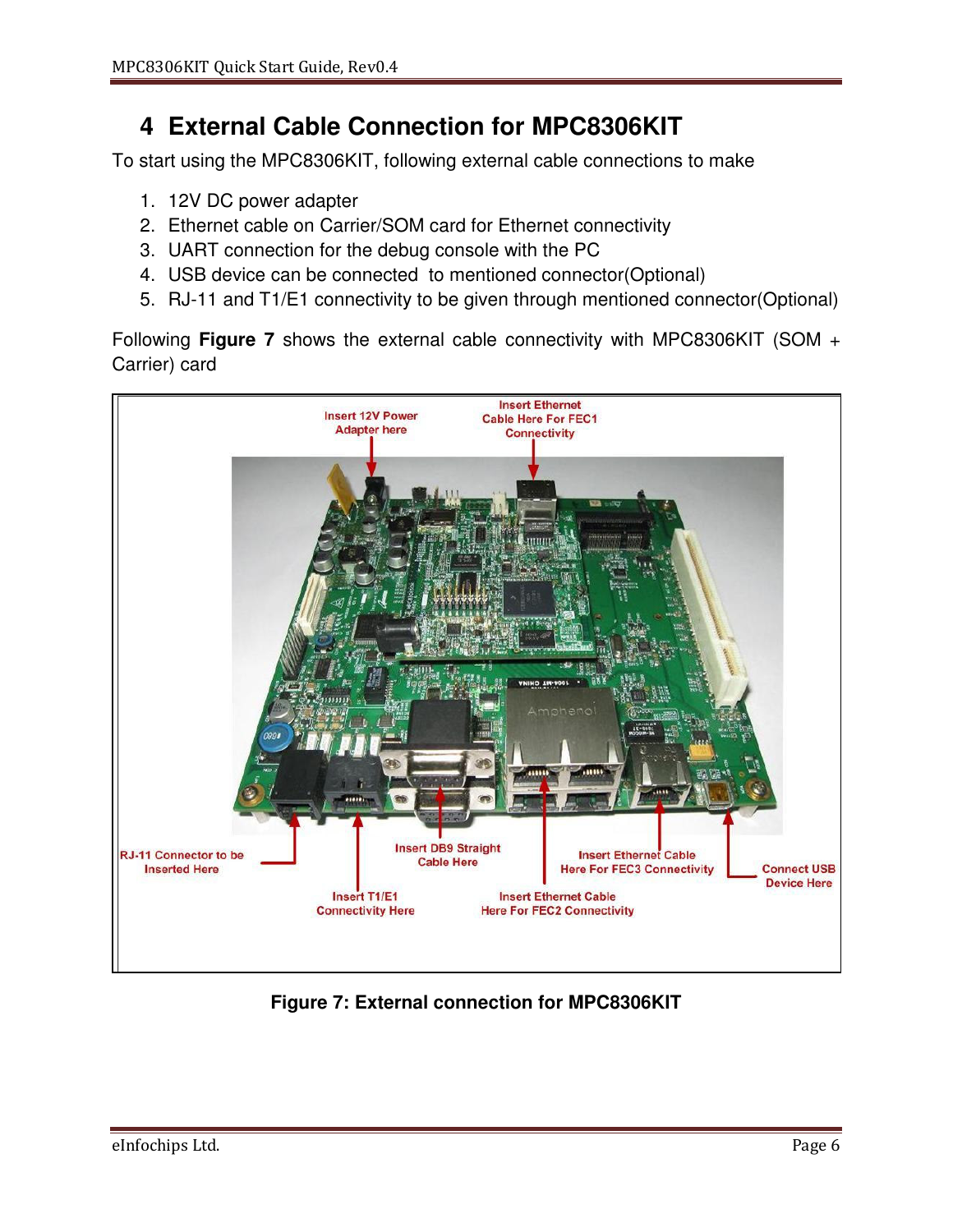# 4 External Cable Connection for MPC8306KIT

To start using the MPC8306KIT, following external cable connections to make

1. 12V DC power adapter
2. Ethernet cable on Carrier/SOM card for Ethernet connectivity
3. UART connection for the debug console with the PC
4. USB device can be connected to mentioned connector(Optional)
5. RJ-11 and T1/E1 connectivity to be given through mentioned connector(Optional)

Following **Figure 7** shows the external cable connectivity with MPC8306KIT (SOM + Carrier) card

**Figure 7: External connection for MPC8306KIT**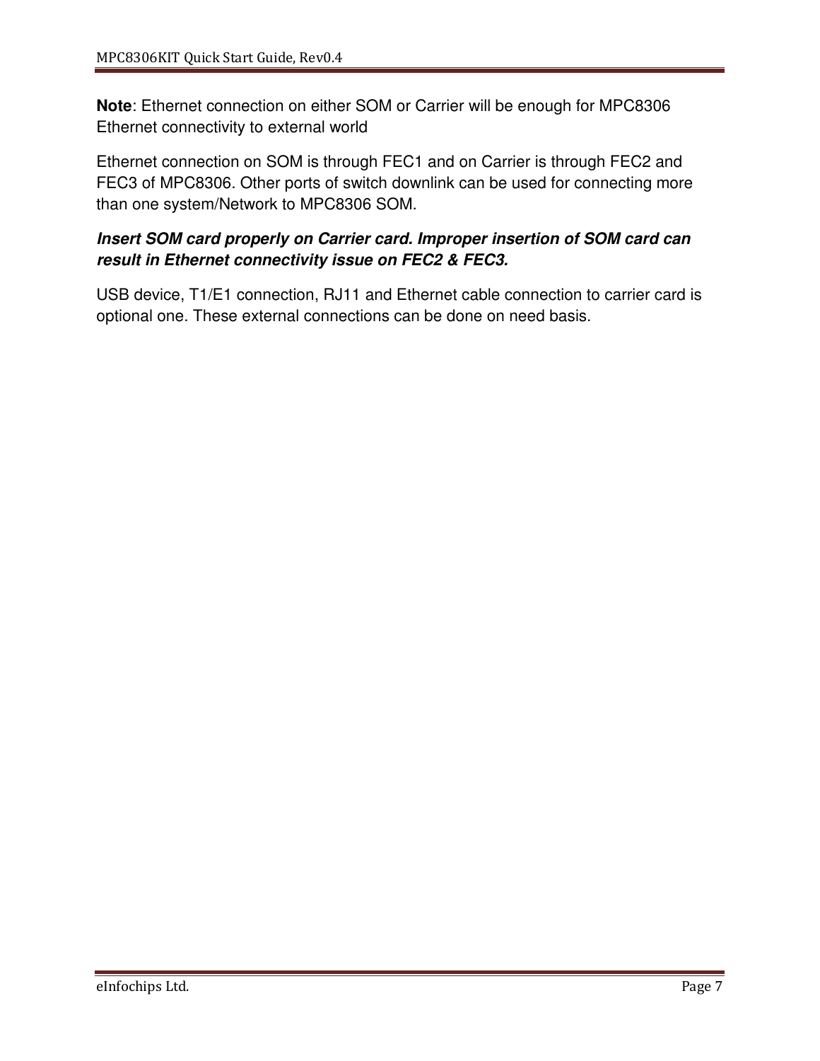**Note**: Ethernet connection on either SOM or Carrier will be enough for MPC8306 Ethernet connectivity to external world

Ethernet connection on SOM is through FEC1 and on Carrier is through FEC2 and FEC3 of MPC8306. Other ports of switch downlink can be used for connecting more than one system/Network to MPC8306 SOM.

***Insert SOM card properly on Carrier card. Improper insertion of SOM card can result in Ethernet connectivity issue on FEC2 & FEC3.***

USB device, T1/E1 connection, RJ11 and Ethernet cable connection to carrier card is optional one. These external connections can be done on need basis.